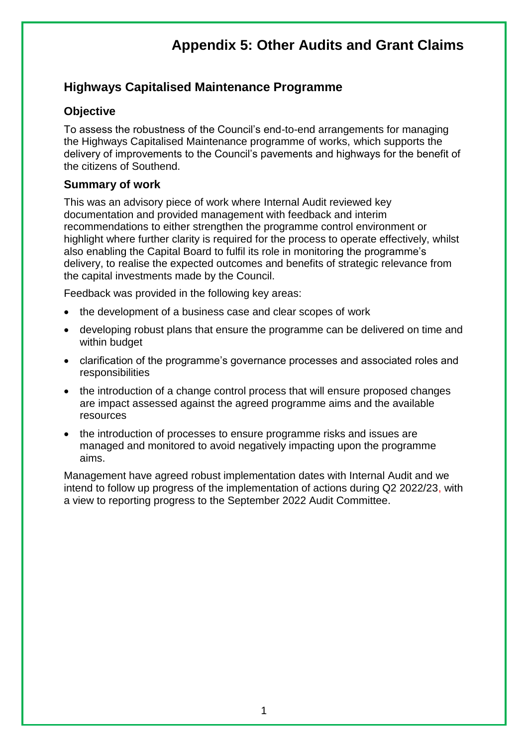# Appendix 5: Other Audits and Grant Claims

## Highways Capitalised Maintenance Programme

### Objective

To assess the robustness of the Council's end-to-end arrangements for managing the Highways Capitalised Maintenance programme of works, which supports the delivery of improvements to the Council's pavements and highways for the benefit of the citizens of Southend.

### Summary of work

This was an advisory piece of work where Internal Audit reviewed key documentation and provided management with feedback and interim recommendations to either strengthen the programme control environment or highlight where further clarity is required for the process to operate effectively, whilst also enabling the Capital Board to fulfil its role in monitoring the programme's delivery, to realise the expected outcomes and benefits of strategic relevance from the capital investments made by the Council.

Feedback was provided in the following key areas:

- the development of a business case and clear scopes of work
- developing robust plans that ensure the programme can be delivered on time and within budget
- clarification of the programme's governance processes and associated roles and responsibilities
- the introduction of a change control process that will ensure proposed changes are impact assessed against the agreed programme aims and the available resources
- the introduction of processes to ensure programme risks and issues are managed and monitored to avoid negatively impacting upon the programme aims.

Management have agreed robust implementation dates with Internal Audit and we intend to follow up progress of the implementation of actions during Q2 2022/23, with a view to reporting progress to the September 2022 Audit Committee.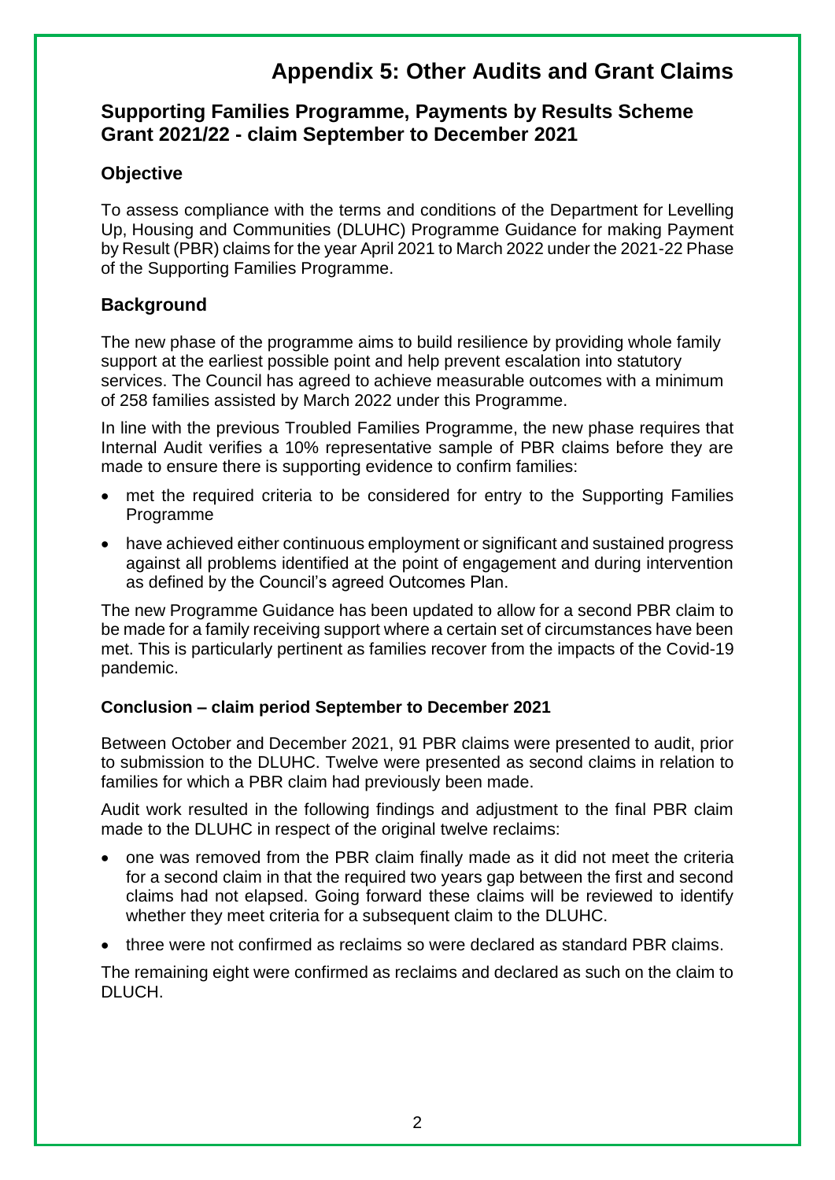# Appendix 5: Other Audits and Grant Claims

## Supporting Families Programme, Payments by Results Scheme Grant 2021/22 - claim September to December 2021

### Objective

To assess compliance with the terms and conditions of the Department for Levelling Up, Housing and Communities (DLUHC) Programme Guidance for making Payment by Result (PBR) claims for the year April 2021 to March 2022 under the 2021-22 Phase of the Supporting Families Programme.

### Background

The new phase of the programme aims to build resilience by providing whole family support at the earliest possible point and help prevent escalation into statutory services. The Council has agreed to achieve measurable outcomes with a minimum of 258 families assisted by March 2022 under this Programme.

In line with the previous Troubled Families Programme, the new phase requires that Internal Audit verifies a 10% representative sample of PBR claims before they are made to ensure there is supporting evidence to confirm families:

- met the required criteria to be considered for entry to the Supporting Families Programme
- have achieved either continuous employment or significant and sustained progress against all problems identified at the point of engagement and during intervention as defined by the Council's agreed Outcomes Plan.

The new Programme Guidance has been updated to allow for a second PBR claim to be made for a family receiving support where a certain set of circumstances have been met. This is particularly pertinent as families recover from the impacts of the Covid-19 pandemic.

#### Conclusion – claim period September to December 2021

Between October and December 2021, 91 PBR claims were presented to audit, prior to submission to the DLUHC. Twelve were presented as second claims in relation to families for which a PBR claim had previously been made.

Audit work resulted in the following findings and adjustment to the final PBR claim made to the DLUHC in respect of the original twelve reclaims:

- one was removed from the PBR claim finally made as it did not meet the criteria for a second claim in that the required two years gap between the first and second claims had not elapsed. Going forward these claims will be reviewed to identify whether they meet criteria for a subsequent claim to the DLUHC.
- three were not confirmed as reclaims so were declared as standard PBR claims.

The remaining eight were confirmed as reclaims and declared as such on the claim to DLUCH.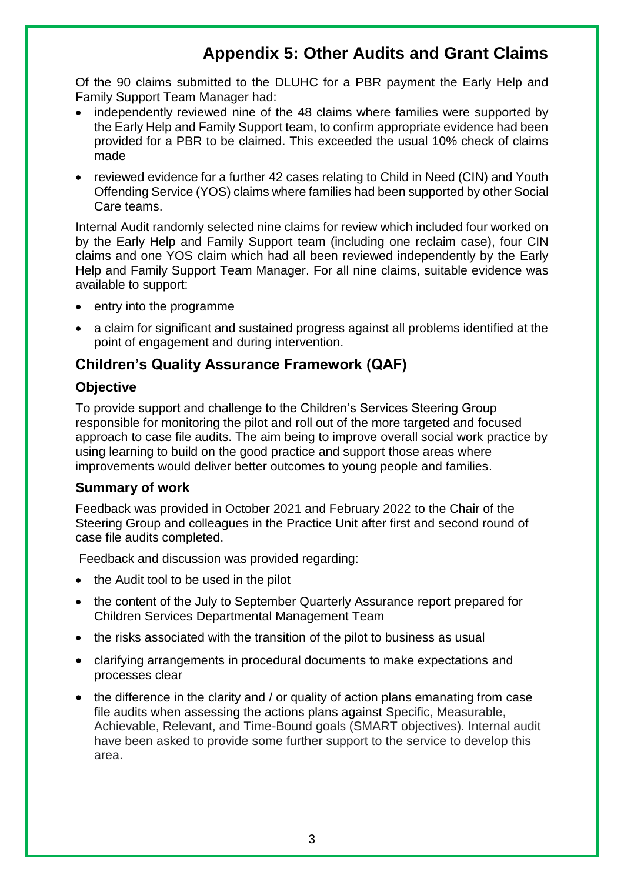# Appendix 5: Other Audits and Grant Claims

Of the 90 claims submitted to the DLUHC for a PBR payment the Early Help and Family Support Team Manager had:

- independently reviewed nine of the 48 claims where families were supported by the Early Help and Family Support team, to confirm appropriate evidence had been provided for a PBR to be claimed. This exceeded the usual 10% check of claims made
- reviewed evidence for a further 42 cases relating to Child in Need (CIN) and Youth Offending Service (YOS) claims where families had been supported by other Social Care teams.

Internal Audit randomly selected nine claims for review which included four worked on by the Early Help and Family Support team (including one reclaim case), four CIN claims and one YOS claim which had all been reviewed independently by the Early Help and Family Support Team Manager. For all nine claims, suitable evidence was available to support:

- entry into the programme
- a claim for significant and sustained progress against all problems identified at the point of engagement and during intervention.

## Children's Quality Assurance Framework (QAF)

### Objective

To provide support and challenge to the Children's Services Steering Group responsible for monitoring the pilot and roll out of the more targeted and focused approach to case file audits. The aim being to improve overall social work practice by using learning to build on the good practice and support those areas where improvements would deliver better outcomes to young people and families.

### Summary of work

Feedback was provided in October 2021 and February 2022 to the Chair of the Steering Group and colleagues in the Practice Unit after first and second round of case file audits completed.

Feedback and discussion was provided regarding:

- the Audit tool to be used in the pilot
- the content of the July to September Quarterly Assurance report prepared for Children Services Departmental Management Team
- the risks associated with the transition of the pilot to business as usual
- clarifying arrangements in procedural documents to make expectations and processes clear
- the difference in the clarity and / or quality of action plans emanating from case file audits when assessing the actions plans against Specific, Measurable, Achievable, Relevant, and Time-Bound goals (SMART objectives). Internal audit have been asked to provide some further support to the service to develop this area.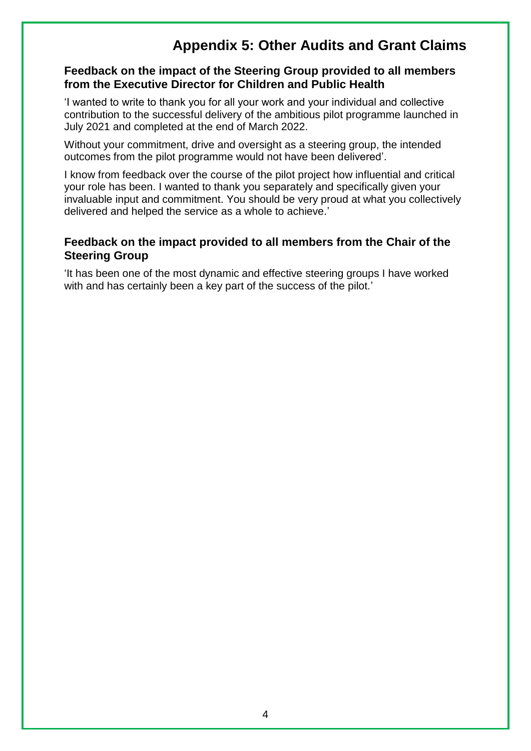# Appendix 5: Other Audits and Grant Claims

### Feedback on the impact of the Steering Group provided to all members from the Executive Director for Children and Public Health

'I wanted to write to thank you for all your work and your individual and collective contribution to the successful delivery of the ambitious pilot programme launched in July 2021 and completed at the end of March 2022.

Without your commitment, drive and oversight as a steering group, the intended outcomes from the pilot programme would not have been delivered'.

I know from feedback over the course of the pilot project how influential and critical your role has been. I wanted to thank you separately and specifically given your invaluable input and commitment. You should be very proud at what you collectively delivered and helped the service as a whole to achieve.'

### Feedback on the impact provided to all members from the Chair of the Steering Group

'It has been one of the most dynamic and effective steering groups I have worked with and has certainly been a key part of the success of the pilot.'